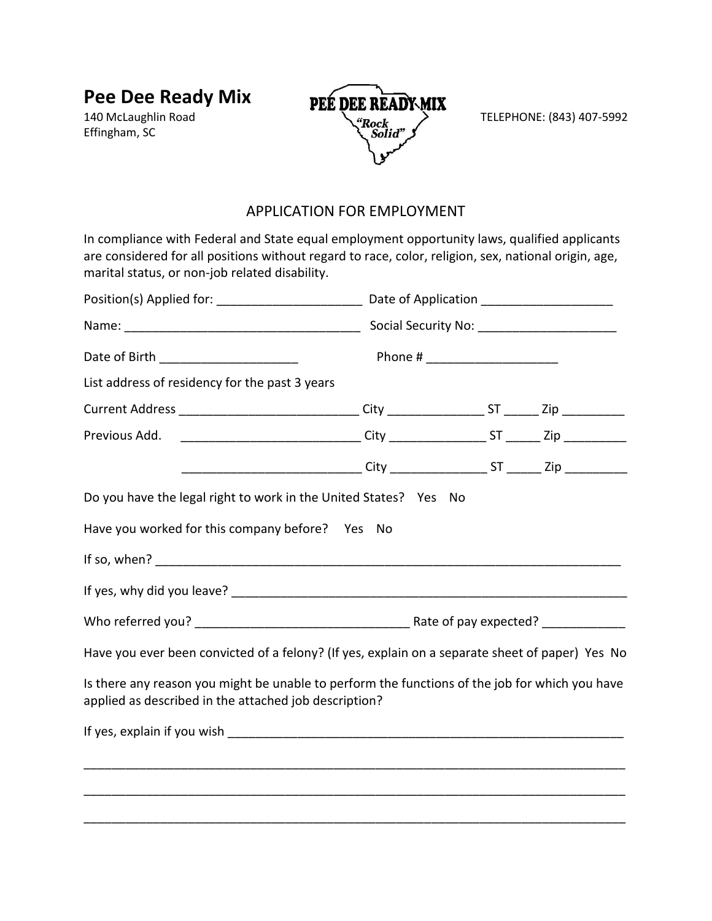# Pee Dee Ready Mix

140 McLaughlin Road
Effingham, SC

PEE DEE READY MIX
"Rock Solid"

TELEPHONE: (843) 407-5992

## APPLICATION FOR EMPLOYMENT

In compliance with Federal and State equal employment opportunity laws, qualified applicants are considered for all positions without regard to race, color, religion, sex, national origin, age, marital status, or non-job related disability.

Position(s) Applied for: ____________________ Date of Application ___________________

Name: _________________________________ Social Security No: ____________________

Date of Birth ___________________ Phone # ___________________

List address of residency for the past 3 years

Current Address _________________________ City _____________ ST _____ Zip _________

Previous Add. _________________________ City _____________ ST _____ Zip _________

_________________________ City _____________ ST _____ Zip _________

Do you have the legal right to work in the United States? Yes No

Have you worked for this company before? Yes No

If so, when? ____________________________________________________________________

If yes, why did you leave? _______________________________________________________

Who referred you? _______________________________ Rate of pay expected? ___________

Have you ever been convicted of a felony? (If yes, explain on a separate sheet of paper) Yes No

Is there any reason you might be unable to perform the functions of the job for which you have applied as described in the attached job description?

If yes, explain if you wish ______________________________________________________

_______________________________________________________________________________

_______________________________________________________________________________

_______________________________________________________________________________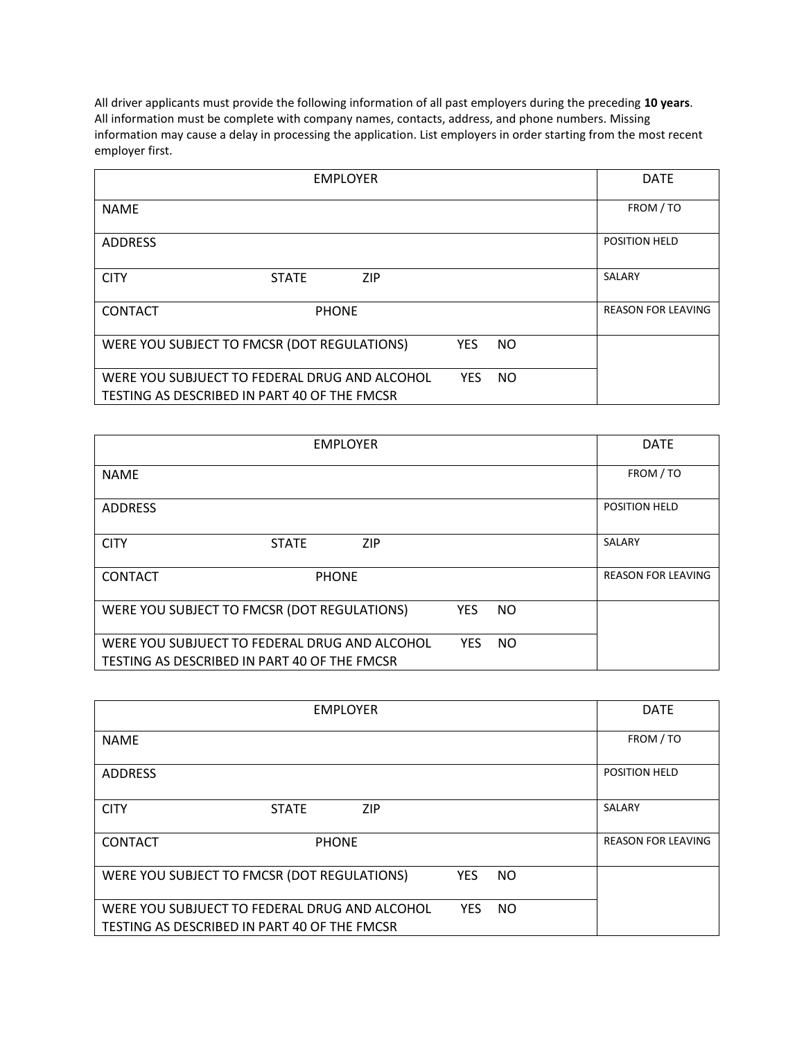All driver applicants must provide the following information of all past employers during the preceding **10 years**. All information must be complete with company names, contacts, address, and phone numbers. Missing information may cause a delay in processing the application. List employers in order starting from the most recent employer first.

| EMPLOYER | | | | | DATE |
|---|---|---|---|---|---|
| NAME | | | | | FROM / TO |
| ADDRESS | | | | | POSITION HELD |
| CITY | STATE | ZIP | | | SALARY |
| CONTACT | PHONE | | | | REASON FOR LEAVING |
| WERE YOU SUBJECT TO FMCSR (DOT REGULATIONS) | | | YES | NO | |
| WERE YOU SUBJUECT TO FEDERAL DRUG AND ALCOHOL TESTING AS DESCRIBED IN PART 40 OF THE FMCSR | | | YES | NO | |

| EMPLOYER | | | | | DATE |
|---|---|---|---|---|---|
| NAME | | | | | FROM / TO |
| ADDRESS | | | | | POSITION HELD |
| CITY | STATE | ZIP | | | SALARY |
| CONTACT | PHONE | | | | REASON FOR LEAVING |
| WERE YOU SUBJECT TO FMCSR (DOT REGULATIONS) | | | YES | NO | |
| WERE YOU SUBJUECT TO FEDERAL DRUG AND ALCOHOL TESTING AS DESCRIBED IN PART 40 OF THE FMCSR | | | YES | NO | |

| EMPLOYER | | | | | DATE |
|---|---|---|---|---|---|
| NAME | | | | | FROM / TO |
| ADDRESS | | | | | POSITION HELD |
| CITY | STATE | ZIP | | | SALARY |
| CONTACT | PHONE | | | | REASON FOR LEAVING |
| WERE YOU SUBJECT TO FMCSR (DOT REGULATIONS) | | | YES | NO | |
| WERE YOU SUBJUECT TO FEDERAL DRUG AND ALCOHOL TESTING AS DESCRIBED IN PART 40 OF THE FMCSR | | | YES | NO | |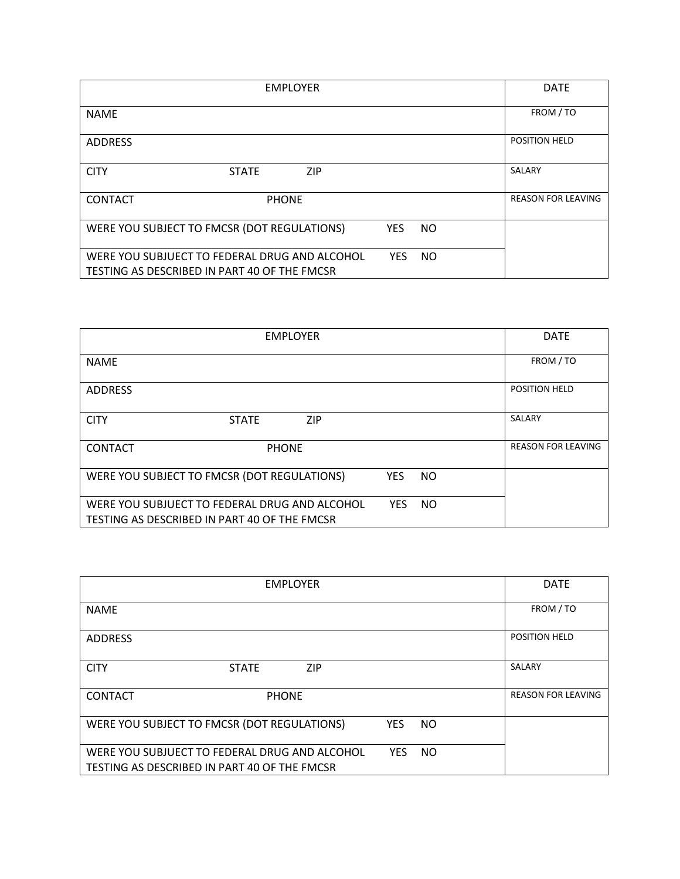| EMPLOYER | DATE |
|---|---|
| NAME | FROM / TO |
| ADDRESS | POSITION HELD |
| CITY STATE ZIP | SALARY |
| CONTACT PHONE | REASON FOR LEAVING |
| WERE YOU SUBJECT TO FMCSR (DOT REGULATIONS) YES NO | |
| WERE YOU SUBJUECT TO FEDERAL DRUG AND ALCOHOL YES NO TESTING AS DESCRIBED IN PART 40 OF THE FMCSR | |

| EMPLOYER | DATE |
|---|---|
| NAME | FROM / TO |
| ADDRESS | POSITION HELD |
| CITY STATE ZIP | SALARY |
| CONTACT PHONE | REASON FOR LEAVING |
| WERE YOU SUBJECT TO FMCSR (DOT REGULATIONS) YES NO | |
| WERE YOU SUBJUECT TO FEDERAL DRUG AND ALCOHOL YES NO TESTING AS DESCRIBED IN PART 40 OF THE FMCSR | |

| EMPLOYER | DATE |
|---|---|
| NAME | FROM / TO |
| ADDRESS | POSITION HELD |
| CITY STATE ZIP | SALARY |
| CONTACT PHONE | REASON FOR LEAVING |
| WERE YOU SUBJECT TO FMCSR (DOT REGULATIONS) YES NO | |
| WERE YOU SUBJUECT TO FEDERAL DRUG AND ALCOHOL YES NO TESTING AS DESCRIBED IN PART 40 OF THE FMCSR | |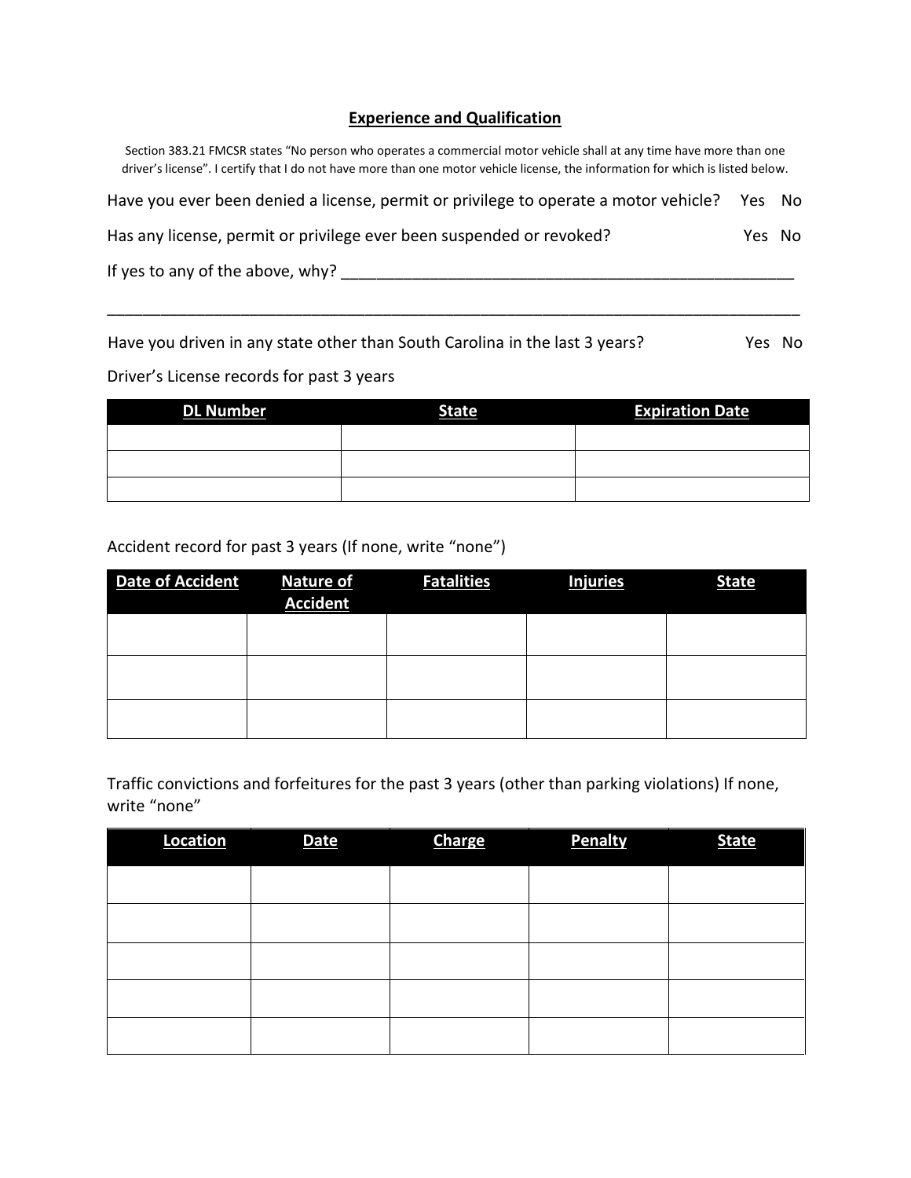## Experience and Qualification

Section 383.21 FMCSR states "No person who operates a commercial motor vehicle shall at any time have more than one driver's license". I certify that I do not have more than one motor vehicle license, the information for which is listed below.

Have you ever been denied a license, permit or privilege to operate a motor vehicle? Yes No

Has any license, permit or privilege ever been suspended or revoked? Yes No

If yes to any of the above, why? ____________________________________________________

_____________________________________________________________________________

Have you driven in any state other than South Carolina in the last 3 years? Yes No

Driver's License records for past 3 years

| DL Number | State | Expiration Date |
| --- | --- | --- |
| | | |
| | | |
| | | |

Accident record for past 3 years (If none, write "none")

| Date of Accident | Nature of Accident | Fatalities | Injuries | State |
| --- | --- | --- | --- | --- |
| | | | | |
| | | | | |
| | | | | |

Traffic convictions and forfeitures for the past 3 years (other than parking violations) If none, write "none"

| Location | Date | Charge | Penalty | State |
| --- | --- | --- | --- | --- |
| | | | | |
| | | | | |
| | | | | |
| | | | | |
| | | | | |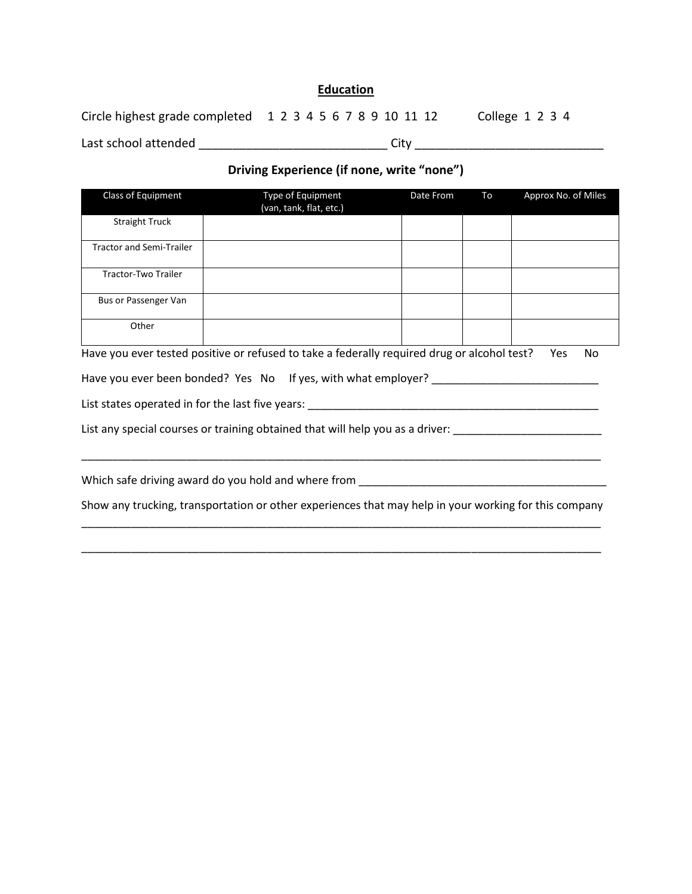## Education

Circle highest grade completed 1 2 3 4 5 6 7 8 9 10 11 12 College 1 2 3 4

Last school attended ____________________________ City ____________________________

### Driving Experience (if none, write "none")

| Class of Equipment | Type of Equipment (van, tank, flat, etc.) | Date From | To | Approx No. of Miles |
|---|---|---|---|---|
| Straight Truck | | | | |
| Tractor and Semi-Trailer | | | | |
| Tractor-Two Trailer | | | | |
| Bus or Passenger Van | | | | |
| Other | | | | |

Have you ever tested positive or refused to take a federally required drug or alcohol test? Yes No

Have you ever been bonded? Yes No If yes, with what employer? ___________________________

List states operated in for the last five years: ________________________________________________

List any special courses or training obtained that will help you as a driver: ________________________

______________________________________________________________________________________

Which safe driving award do you hold and where from _________________________________________

Show any trucking, transportation or other experiences that may help in your working for this company

______________________________________________________________________________________

______________________________________________________________________________________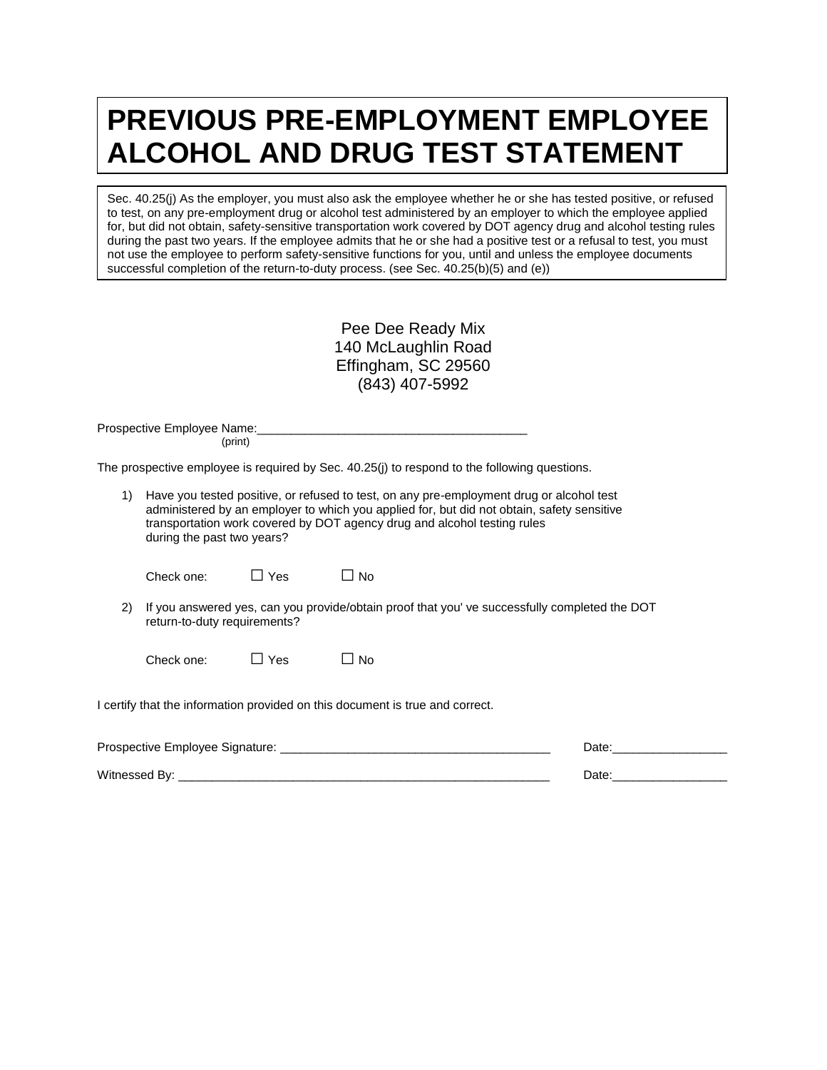# PREVIOUS PRE-EMPLOYMENT EMPLOYEE ALCOHOL AND DRUG TEST STATEMENT

Sec. 40.25(j) As the employer, you must also ask the employee whether he or she has tested positive, or refused to test, on any pre-employment drug or alcohol test administered by an employer to which the employee applied for, but did not obtain, safety-sensitive transportation work covered by DOT agency drug and alcohol testing rules during the past two years. If the employee admits that he or she had a positive test or a refusal to test, you must not use the employee to perform safety-sensitive functions for you, until and unless the employee documents successful completion of the return-to-duty process. (see Sec. 40.25(b)(5) and (e))

Pee Dee Ready Mix
140 McLaughlin Road
Effingham, SC 29560
(843) 407-5992

Prospective Employee Name:________________________________________
(print)

The prospective employee is required by Sec. 40.25(j) to respond to the following questions.

1) Have you tested positive, or refused to test, on any pre-employment drug or alcohol test administered by an employer to which you applied for, but did not obtain, safety sensitive transportation work covered by DOT agency drug and alcohol testing rules during the past two years?

   Check one: ☐ Yes ☐ No

2) If you answered yes, can you provide/obtain proof that you' ve successfully completed the DOT return-to-duty requirements?

   Check one: ☐ Yes ☐ No

I certify that the information provided on this document is true and correct.

Prospective Employee Signature: ________________________________________ Date:_________________

Witnessed By: ________________________________________________________ Date:_________________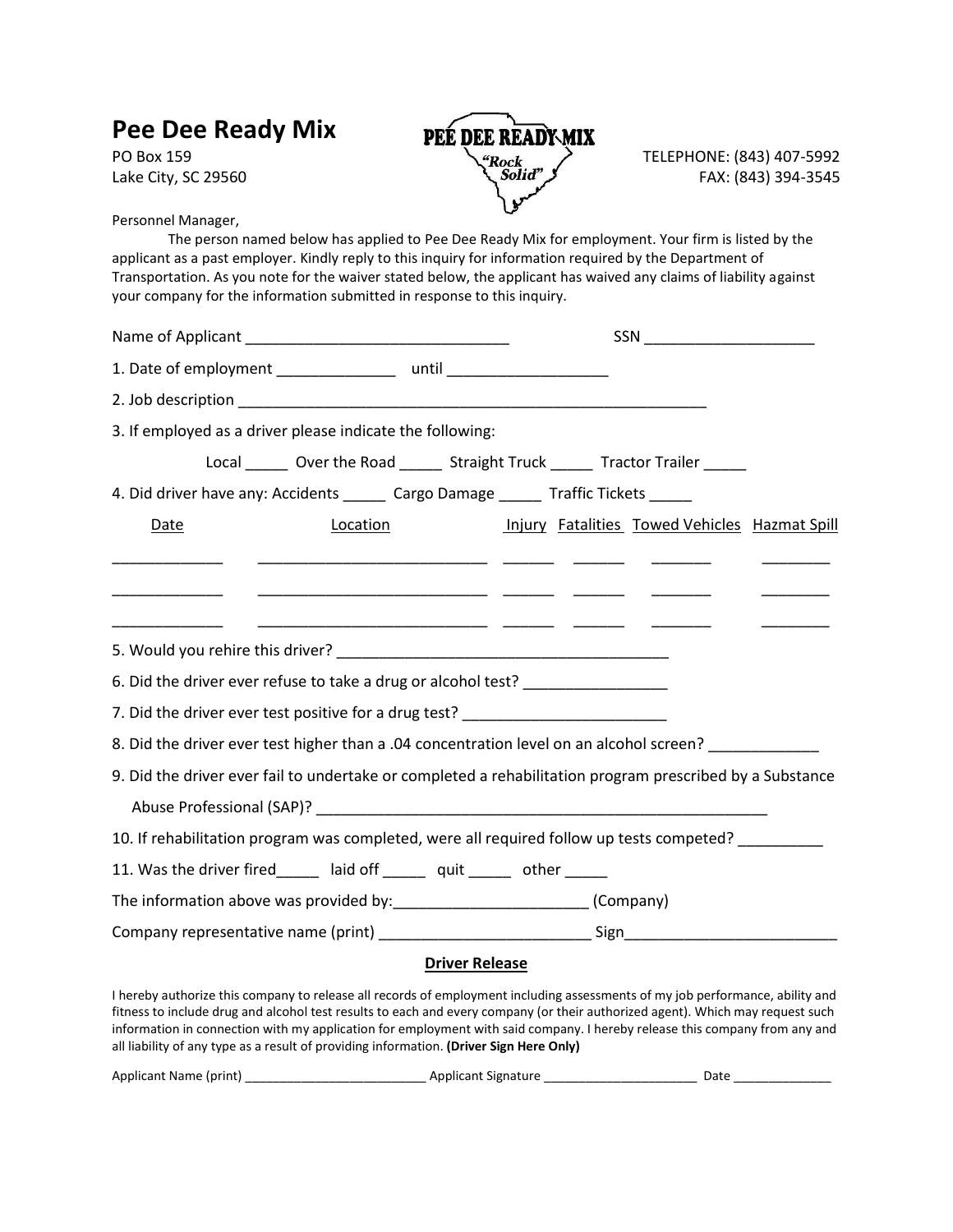# Pee Dee Ready Mix

PO Box 159
Lake City, SC 29560

TELEPHONE: (843) 407-5992
FAX: (843) 394-3545

Personnel Manager,

The person named below has applied to Pee Dee Ready Mix for employment. Your firm is listed by the applicant as a past employer. Kindly reply to this inquiry for information required by the Department of Transportation. As you note for the waiver stated below, the applicant has waived any claims of liability against your company for the information submitted in response to this inquiry.

Name of Applicant _______________________________ SSN ____________________

1. Date of employment ______________ until ___________________

2. Job description _________________________________________________________

3. If employed as a driver please indicate the following:

   Local _____ Over the Road _____ Straight Truck _____ Tractor Trailer _____

4. Did driver have any: Accidents _____ Cargo Damage _____ Traffic Tickets _____

| Date | Location | Injury | Fatalities | Towed Vehicles | Hazmat Spill |
| --- | --- | --- | --- | --- | --- |
| | | | | | |
| | | | | | |
| | | | | | |

5. Would you rehire this driver? _______________________________________

6. Did the driver ever refuse to take a drug or alcohol test? ________________

7. Did the driver ever test positive for a drug test? _______________________

8. Did the driver ever test higher than a .04 concentration level on an alcohol screen? ____________

9. Did the driver ever fail to undertake or completed a rehabilitation program prescribed by a Substance Abuse Professional (SAP)? ______________________________________________________

10. If rehabilitation program was completed, were all required follow up tests competed? __________

11. Was the driver fired_____ laid off _____ quit _____ other _____

The information above was provided by:______________________ (Company)

Company representative name (print) ________________________ Sign________________________

**Driver Release**

I hereby authorize this company to release all records of employment including assessments of my job performance, ability and fitness to include drug and alcohol test results to each and every company (or their authorized agent). Which may request such information in connection with my application for employment with said company. I hereby release this company from any and all liability of any type as a result of providing information. **(Driver Sign Here Only)**

Applicant Name (print) _________________________ Applicant Signature _____________________ Date _____________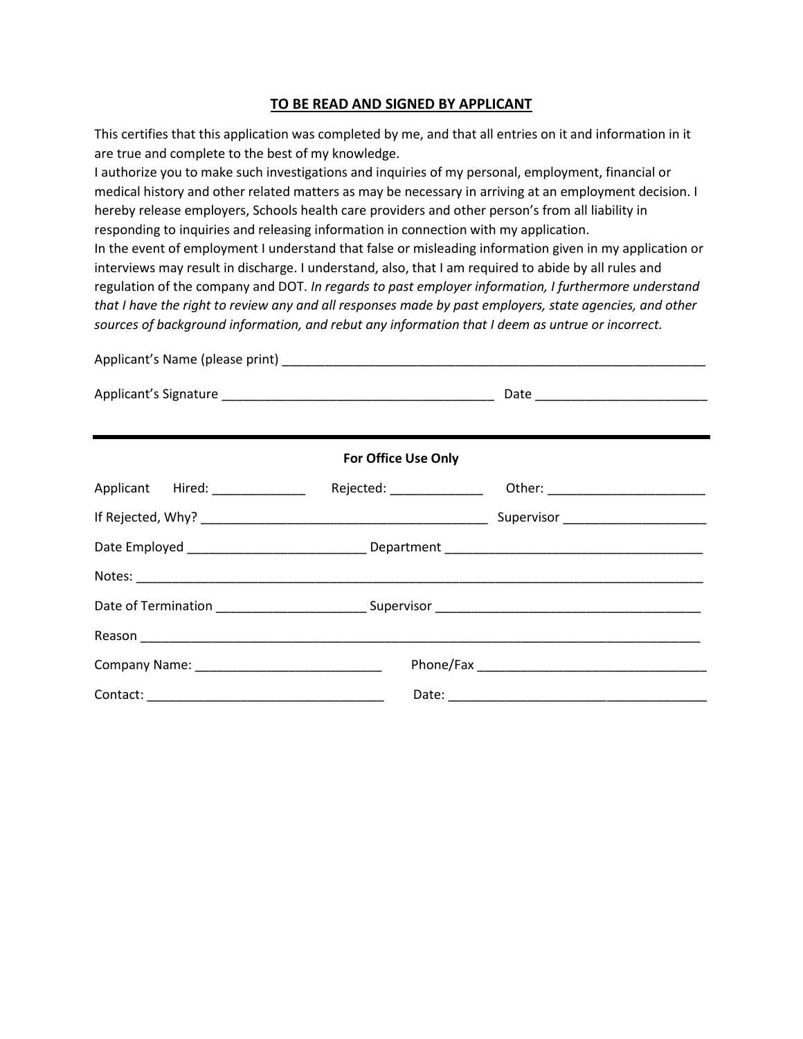## TO BE READ AND SIGNED BY APPLICANT

This certifies that this application was completed by me, and that all entries on it and information in it are true and complete to the best of my knowledge.
I authorize you to make such investigations and inquiries of my personal, employment, financial or medical history and other related matters as may be necessary in arriving at an employment decision. I hereby release employers, Schools health care providers and other person's from all liability in responding to inquiries and releasing information in connection with my application.
In the event of employment I understand that false or misleading information given in my application or interviews may result in discharge. I understand, also, that I am required to abide by all rules and regulation of the company and DOT. *In regards to past employer information, I furthermore understand that I have the right to review any and all responses made by past employers, state agencies, and other sources of background information, and rebut any information that I deem as untrue or incorrect.*

Applicant's Name (please print) ____________________________________________________________

Applicant's Signature ______________________________________ Date ________________________

---

**For Office Use Only**

Applicant Hired: _____________ Rejected: _____________ Other: ______________________

If Rejected, Why? ________________________________________ Supervisor ___________________

Date Employed ________________________ Department ____________________________________

Notes: ________________________________________________________________________________

Date of Termination ____________________ Supervisor ____________________________________

Reason ________________________________________________________________________________

Company Name: __________________________ Phone/Fax _______________________________

Contact: _________________________________ Date: ___________________________________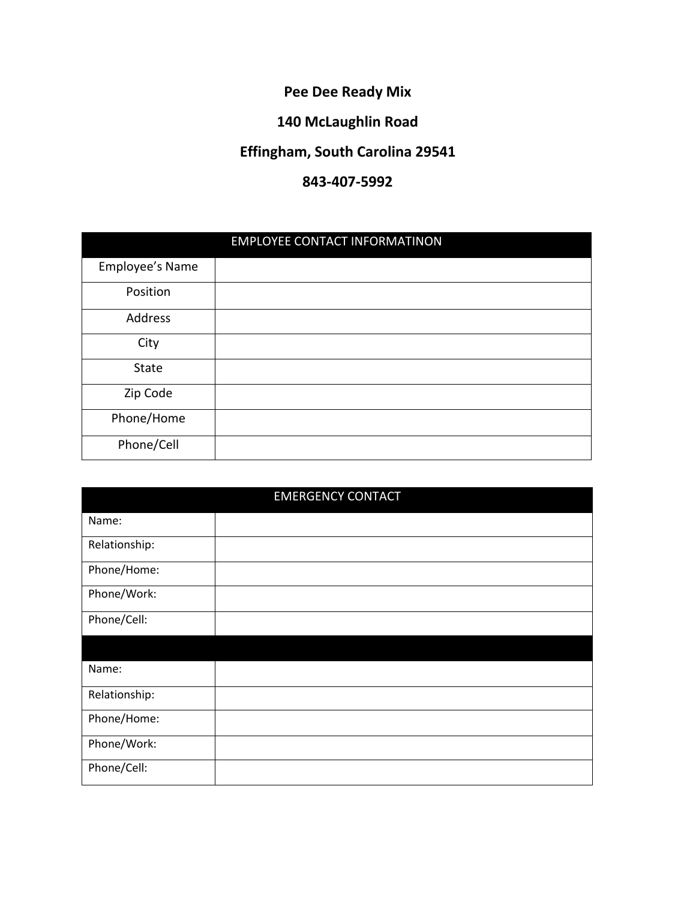**Pee Dee Ready Mix**

**140 McLaughlin Road**

**Effingham, South Carolina 29541**

**843-407-5992**

| EMPLOYEE CONTACT INFORMATINON | |
|---|---|
| Employee's Name | |
| Position | |
| Address | |
| City | |
| State | |
| Zip Code | |
| Phone/Home | |
| Phone/Cell | |

| EMERGENCY CONTACT | |
|---|---|
| Name: | |
| Relationship: | |
| Phone/Home: | |
| Phone/Work: | |
| Phone/Cell: | |
| | |
| Name: | |
| Relationship: | |
| Phone/Home: | |
| Phone/Work: | |
| Phone/Cell: | |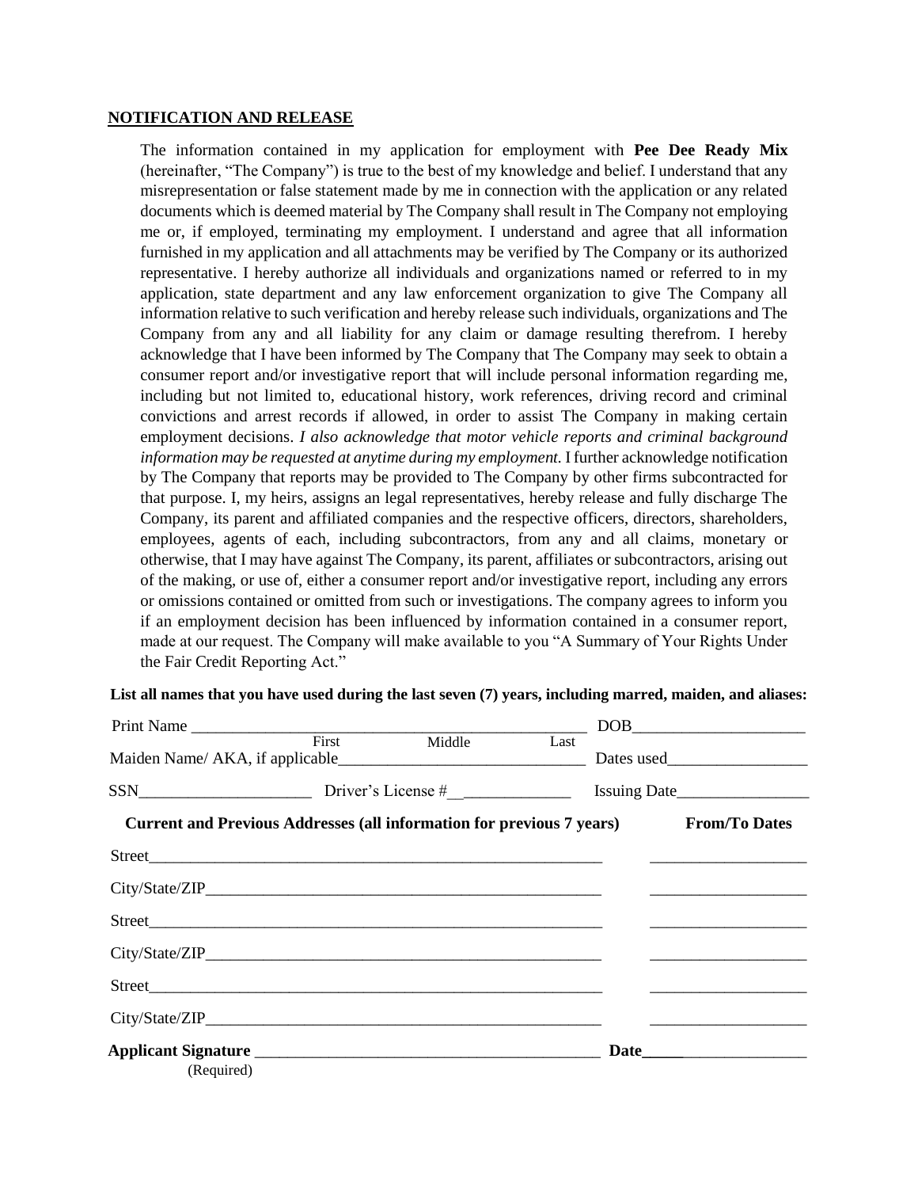**NOTIFICATION AND RELEASE**

The information contained in my application for employment with **Pee Dee Ready Mix** (hereinafter, "The Company") is true to the best of my knowledge and belief. I understand that any misrepresentation or false statement made by me in connection with the application or any related documents which is deemed material by The Company shall result in The Company not employing me or, if employed, terminating my employment. I understand and agree that all information furnished in my application and all attachments may be verified by The Company or its authorized representative. I hereby authorize all individuals and organizations named or referred to in my application, state department and any law enforcement organization to give The Company all information relative to such verification and hereby release such individuals, organizations and The Company from any and all liability for any claim or damage resulting therefrom. I hereby acknowledge that I have been informed by The Company that The Company may seek to obtain a consumer report and/or investigative report that will include personal information regarding me, including but not limited to, educational history, work references, driving record and criminal convictions and arrest records if allowed, in order to assist The Company in making certain employment decisions. *I also acknowledge that motor vehicle reports and criminal background information may be requested at anytime during my employment.* I further acknowledge notification by The Company that reports may be provided to The Company by other firms subcontracted for that purpose. I, my heirs, assigns an legal representatives, hereby release and fully discharge The Company, its parent and affiliated companies and the respective officers, directors, shareholders, employees, agents of each, including subcontractors, from any and all claims, monetary or otherwise, that I may have against The Company, its parent, affiliates or subcontractors, arising out of the making, or use of, either a consumer report and/or investigative report, including any errors or omissions contained or omitted from such or investigations. The company agrees to inform you if an employment decision has been influenced by information contained in a consumer report, made at our request. The Company will make available to you "A Summary of Your Rights Under the Fair Credit Reporting Act."

**List all names that you have used during the last seven (7) years, including marred, maiden, and aliases:**

Print Name ______________________________________________ DOB____________________
First Middle Last

Maiden Name/ AKA, if applicable____________________________ Dates used________________

SSN____________________ Driver's License #______________ Issuing Date________________

**Current and Previous Addresses (all information for previous 7 years)** **From/To Dates**

Street_______________________________________________________ __________________

City/State/ZIP________________________________________________ __________________

Street_______________________________________________________ __________________

City/State/ZIP________________________________________________ __________________

Street_______________________________________________________ __________________

City/State/ZIP________________________________________________ __________________

**Applicant Signature** ________________________________________ **Date**____________________
(Required)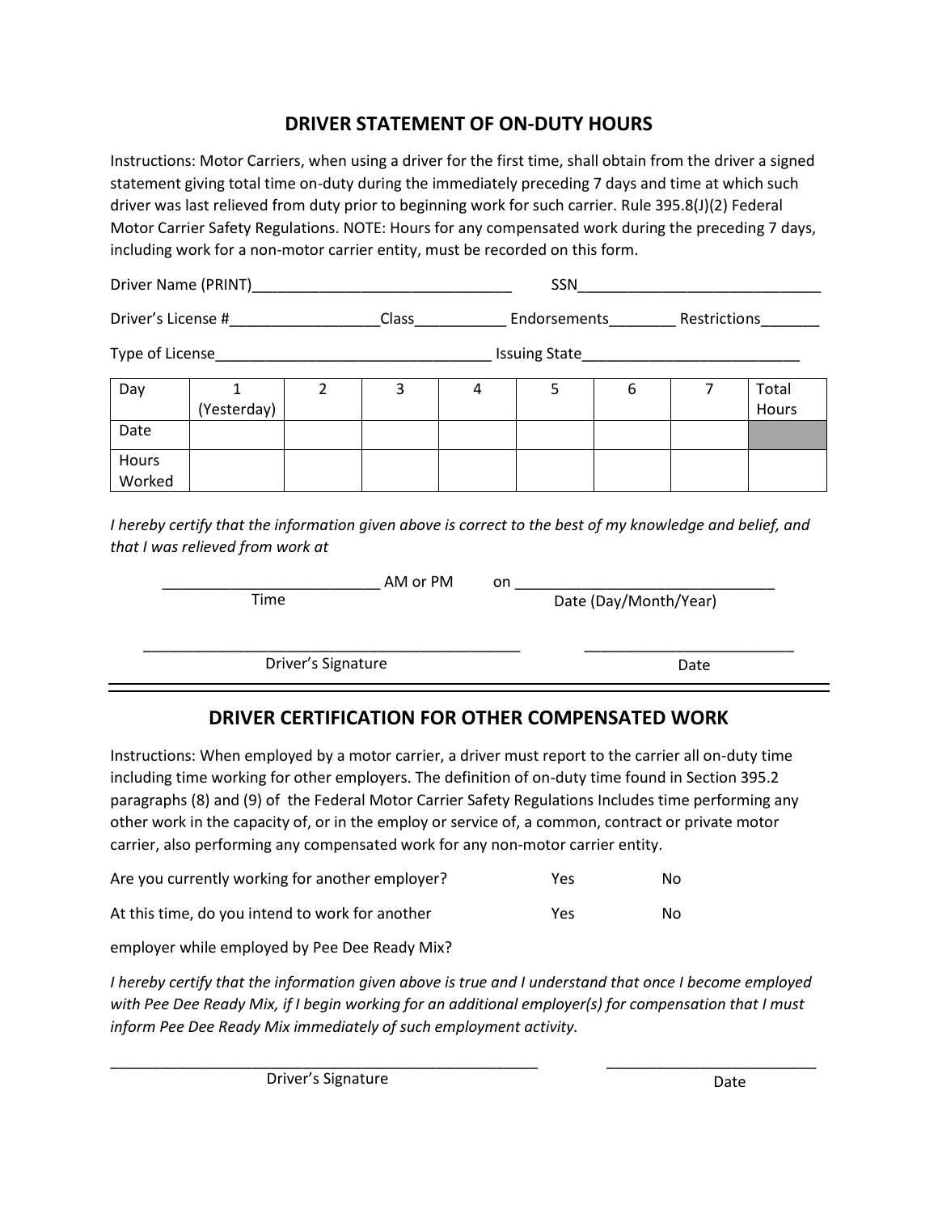## DRIVER STATEMENT OF ON-DUTY HOURS

Instructions: Motor Carriers, when using a driver for the first time, shall obtain from the driver a signed statement giving total time on-duty during the immediately preceding 7 days and time at which such driver was last relieved from duty prior to beginning work for such carrier. Rule 395.8(J)(2) Federal Motor Carrier Safety Regulations. NOTE: Hours for any compensated work during the preceding 7 days, including work for a non-motor carrier entity, must be recorded on this form.

Driver Name (PRINT)________________________________ SSN______________________________

Driver's License #__________________Class___________ Endorsements________ Restrictions_______

Type of License_________________________________ Issuing State__________________________

| Day | 1 (Yesterday) | 2 | 3 | 4 | 5 | 6 | 7 | Total Hours |
|---|---|---|---|---|---|---|---|---|
| Date | | | | | | | | |
| Hours Worked | | | | | | | | |

*I hereby certify that the information given above is correct to the best of my knowledge and belief, and that I was relieved from work at*

__________________________ AM or PM on ________________________________
Time Date (Day/Month/Year)

_______________________________________________ __________________________
Driver's Signature Date

---

## DRIVER CERTIFICATION FOR OTHER COMPENSATED WORK

Instructions: When employed by a motor carrier, a driver must report to the carrier all on-duty time including time working for other employers. The definition of on-duty time found in Section 395.2 paragraphs (8) and (9) of the Federal Motor Carrier Safety Regulations Includes time performing any other work in the capacity of, or in the employ or service of, a common, contract or private motor carrier, also performing any compensated work for any non-motor carrier entity.

Are you currently working for another employer? Yes No

At this time, do you intend to work for another employer while employed by Pee Dee Ready Mix? Yes No

*I hereby certify that the information given above is true and I understand that once I become employed with Pee Dee Ready Mix, if I begin working for an additional employer(s) for compensation that I must inform Pee Dee Ready Mix immediately of such employment activity.*

______________________________________________________ __________________________
Driver's Signature Date